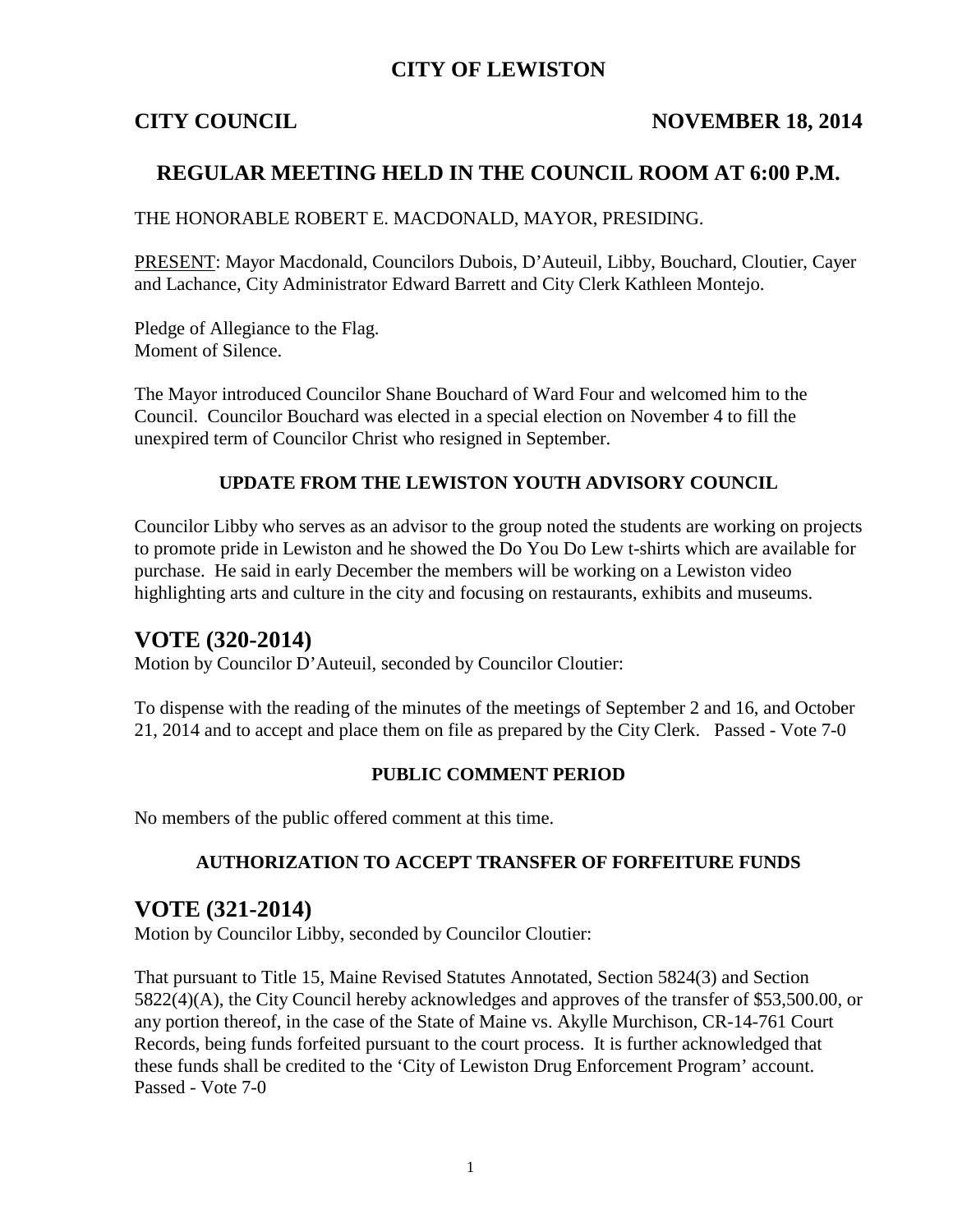# CITY OF LEWISTON

**CITY COUNCIL** **NOVEMBER 18, 2014**

## REGULAR MEETING HELD IN THE COUNCIL ROOM AT 6:00 P.M.

THE HONORABLE ROBERT E. MACDONALD, MAYOR, PRESIDING.

PRESENT: Mayor Macdonald, Councilors Dubois, D'Auteuil, Libby, Bouchard, Cloutier, Cayer and Lachance, City Administrator Edward Barrett and City Clerk Kathleen Montejo.

Pledge of Allegiance to the Flag.
Moment of Silence.

The Mayor introduced Councilor Shane Bouchard of Ward Four and welcomed him to the Council. Councilor Bouchard was elected in a special election on November 4 to fill the unexpired term of Councilor Christ who resigned in September.

### UPDATE FROM THE LEWISTON YOUTH ADVISORY COUNCIL

Councilor Libby who serves as an advisor to the group noted the students are working on projects to promote pride in Lewiston and he showed the Do You Do Lew t-shirts which are available for purchase. He said in early December the members will be working on a Lewiston video highlighting arts and culture in the city and focusing on restaurants, exhibits and museums.

## VOTE (320-2014)

Motion by Councilor D'Auteuil, seconded by Councilor Cloutier:

To dispense with the reading of the minutes of the meetings of September 2 and 16, and October 21, 2014 and to accept and place them on file as prepared by the City Clerk. Passed - Vote 7-0

### PUBLIC COMMENT PERIOD

No members of the public offered comment at this time.

### AUTHORIZATION TO ACCEPT TRANSFER OF FORFEITURE FUNDS

## VOTE (321-2014)

Motion by Councilor Libby, seconded by Councilor Cloutier:

That pursuant to Title 15, Maine Revised Statutes Annotated, Section 5824(3) and Section 5822(4)(A), the City Council hereby acknowledges and approves of the transfer of $53,500.00, or any portion thereof, in the case of the State of Maine vs. Akylle Murchison, CR-14-761 Court Records, being funds forfeited pursuant to the court process. It is further acknowledged that these funds shall be credited to the 'City of Lewiston Drug Enforcement Program' account. Passed - Vote 7-0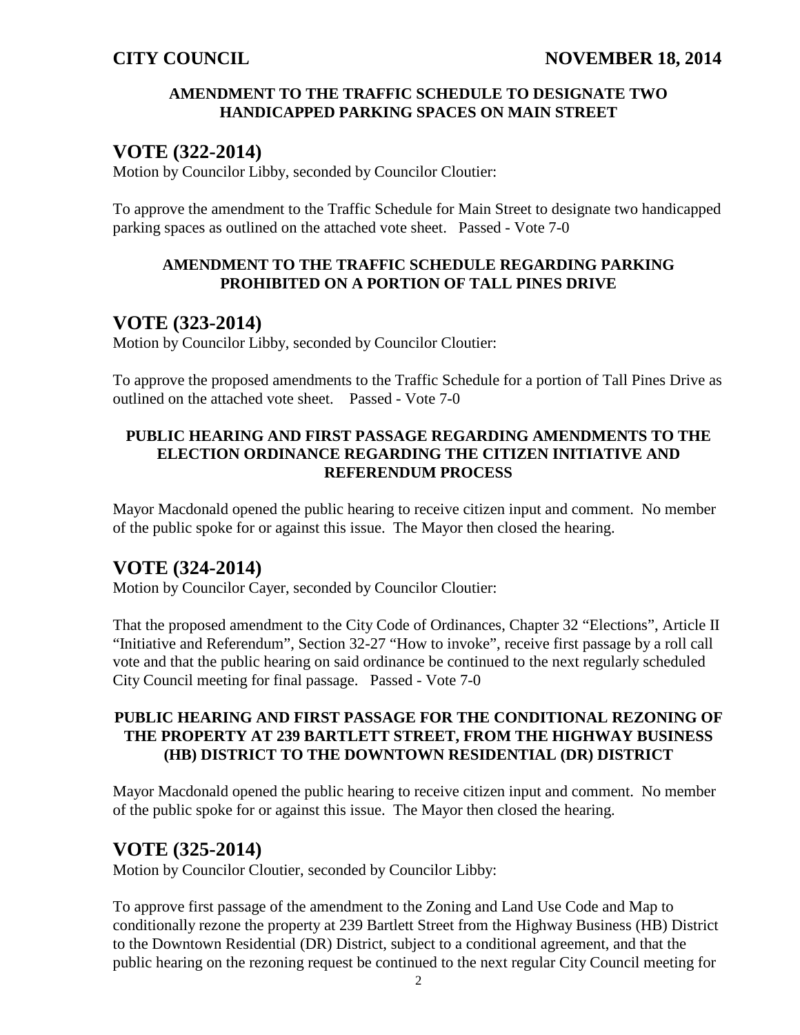### AMENDMENT TO THE TRAFFIC SCHEDULE TO DESIGNATE TWO HANDICAPPED PARKING SPACES ON MAIN STREET

## VOTE (322-2014)

Motion by Councilor Libby, seconded by Councilor Cloutier:

To approve the amendment to the Traffic Schedule for Main Street to designate two handicapped parking spaces as outlined on the attached vote sheet. Passed - Vote 7-0

### AMENDMENT TO THE TRAFFIC SCHEDULE REGARDING PARKING PROHIBITED ON A PORTION OF TALL PINES DRIVE

## VOTE (323-2014)

Motion by Councilor Libby, seconded by Councilor Cloutier:

To approve the proposed amendments to the Traffic Schedule for a portion of Tall Pines Drive as outlined on the attached vote sheet. Passed - Vote 7-0

### PUBLIC HEARING AND FIRST PASSAGE REGARDING AMENDMENTS TO THE ELECTION ORDINANCE REGARDING THE CITIZEN INITIATIVE AND REFERENDUM PROCESS

Mayor Macdonald opened the public hearing to receive citizen input and comment. No member of the public spoke for or against this issue. The Mayor then closed the hearing.

## VOTE (324-2014)

Motion by Councilor Cayer, seconded by Councilor Cloutier:

That the proposed amendment to the City Code of Ordinances, Chapter 32 "Elections", Article II "Initiative and Referendum", Section 32-27 "How to invoke", receive first passage by a roll call vote and that the public hearing on said ordinance be continued to the next regularly scheduled City Council meeting for final passage. Passed - Vote 7-0

### PUBLIC HEARING AND FIRST PASSAGE FOR THE CONDITIONAL REZONING OF THE PROPERTY AT 239 BARTLETT STREET, FROM THE HIGHWAY BUSINESS (HB) DISTRICT TO THE DOWNTOWN RESIDENTIAL (DR) DISTRICT

Mayor Macdonald opened the public hearing to receive citizen input and comment. No member of the public spoke for or against this issue. The Mayor then closed the hearing.

## VOTE (325-2014)

Motion by Councilor Cloutier, seconded by Councilor Libby:

To approve first passage of the amendment to the Zoning and Land Use Code and Map to conditionally rezone the property at 239 Bartlett Street from the Highway Business (HB) District to the Downtown Residential (DR) District, subject to a conditional agreement, and that the public hearing on the rezoning request be continued to the next regular City Council meeting for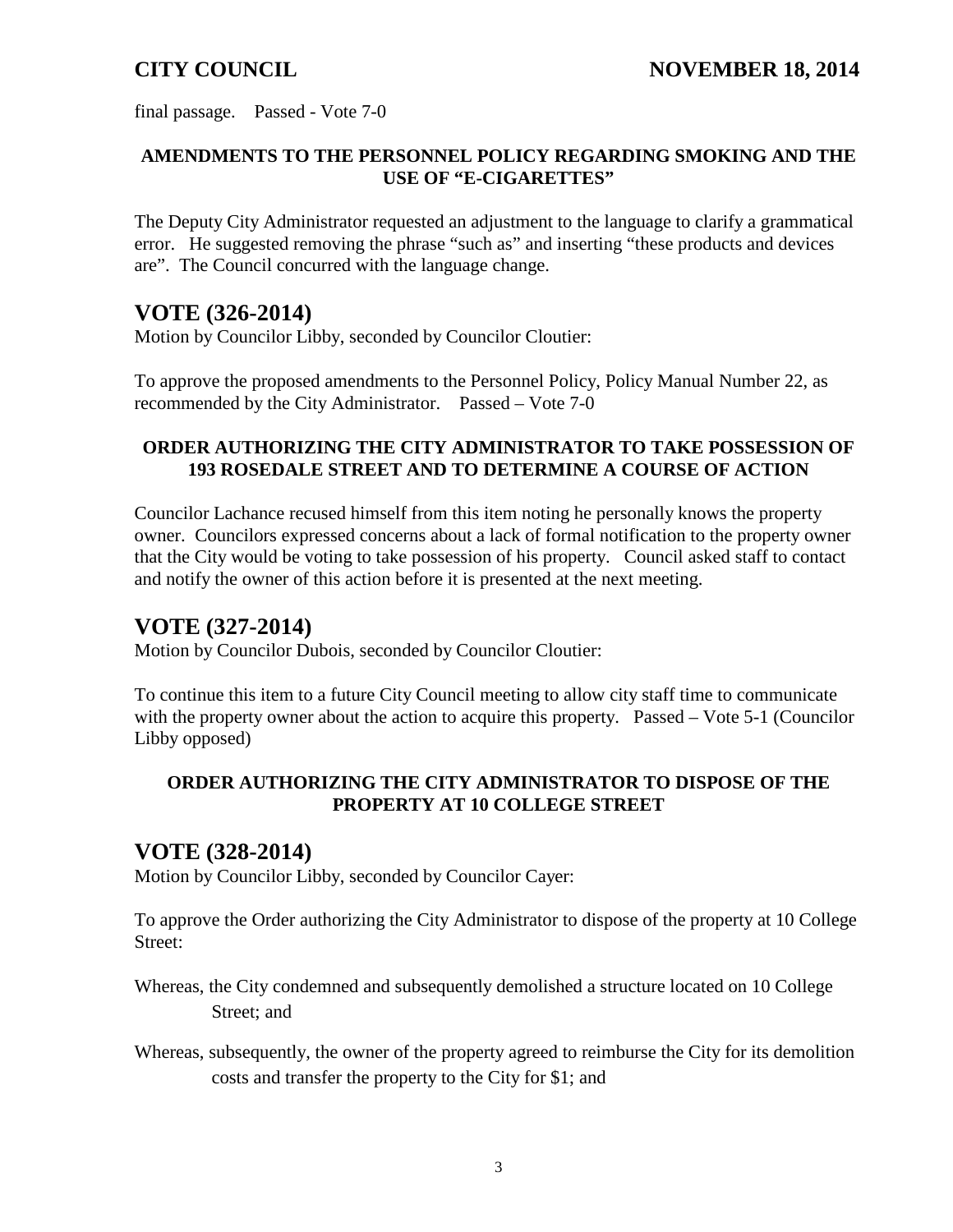final passage. Passed - Vote 7-0

**AMENDMENTS TO THE PERSONNEL POLICY REGARDING SMOKING AND THE USE OF "E-CIGARETTES"**

The Deputy City Administrator requested an adjustment to the language to clarify a grammatical error. He suggested removing the phrase "such as" and inserting "these products and devices are". The Council concurred with the language change.

## VOTE (326-2014)

Motion by Councilor Libby, seconded by Councilor Cloutier:

To approve the proposed amendments to the Personnel Policy, Policy Manual Number 22, as recommended by the City Administrator. Passed – Vote 7-0

**ORDER AUTHORIZING THE CITY ADMINISTRATOR TO TAKE POSSESSION OF 193 ROSEDALE STREET AND TO DETERMINE A COURSE OF ACTION**

Councilor Lachance recused himself from this item noting he personally knows the property owner. Councilors expressed concerns about a lack of formal notification to the property owner that the City would be voting to take possession of his property. Council asked staff to contact and notify the owner of this action before it is presented at the next meeting.

## VOTE (327-2014)

Motion by Councilor Dubois, seconded by Councilor Cloutier:

To continue this item to a future City Council meeting to allow city staff time to communicate with the property owner about the action to acquire this property. Passed – Vote 5-1 (Councilor Libby opposed)

**ORDER AUTHORIZING THE CITY ADMINISTRATOR TO DISPOSE OF THE PROPERTY AT 10 COLLEGE STREET**

## VOTE (328-2014)

Motion by Councilor Libby, seconded by Councilor Cayer:

To approve the Order authorizing the City Administrator to dispose of the property at 10 College Street:

Whereas, the City condemned and subsequently demolished a structure located on 10 College Street; and

Whereas, subsequently, the owner of the property agreed to reimburse the City for its demolition costs and transfer the property to the City for $1; and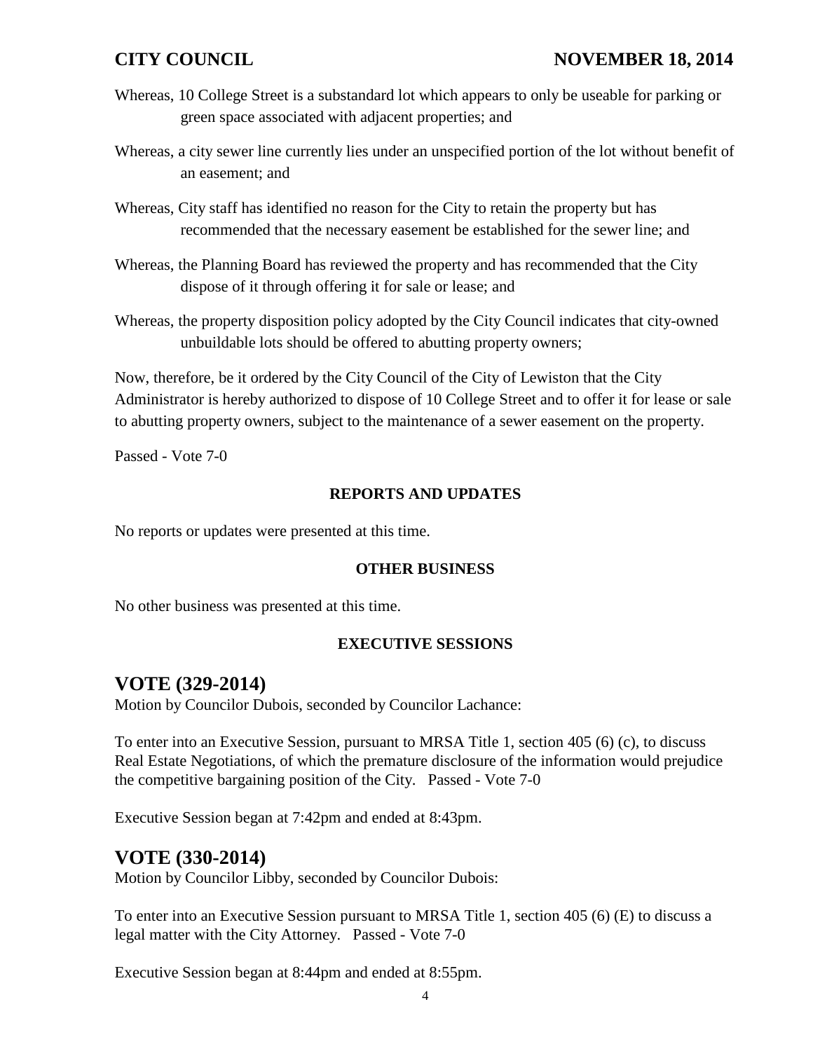Whereas, 10 College Street is a substandard lot which appears to only be useable for parking or green space associated with adjacent properties; and

Whereas, a city sewer line currently lies under an unspecified portion of the lot without benefit of an easement; and

Whereas, City staff has identified no reason for the City to retain the property but has recommended that the necessary easement be established for the sewer line; and

Whereas, the Planning Board has reviewed the property and has recommended that the City dispose of it through offering it for sale or lease; and

Whereas, the property disposition policy adopted by the City Council indicates that city-owned unbuildable lots should be offered to abutting property owners;

Now, therefore, be it ordered by the City Council of the City of Lewiston that the City Administrator is hereby authorized to dispose of 10 College Street and to offer it for lease or sale to abutting property owners, subject to the maintenance of a sewer easement on the property.

Passed - Vote 7-0

**REPORTS AND UPDATES**

No reports or updates were presented at this time.

**OTHER BUSINESS**

No other business was presented at this time.

**EXECUTIVE SESSIONS**

## VOTE (329-2014)

Motion by Councilor Dubois, seconded by Councilor Lachance:

To enter into an Executive Session, pursuant to MRSA Title 1, section 405 (6) (c), to discuss Real Estate Negotiations, of which the premature disclosure of the information would prejudice the competitive bargaining position of the City. Passed - Vote 7-0

Executive Session began at 7:42pm and ended at 8:43pm.

## VOTE (330-2014)

Motion by Councilor Libby, seconded by Councilor Dubois:

To enter into an Executive Session pursuant to MRSA Title 1, section 405 (6) (E) to discuss a legal matter with the City Attorney. Passed - Vote 7-0

Executive Session began at 8:44pm and ended at 8:55pm.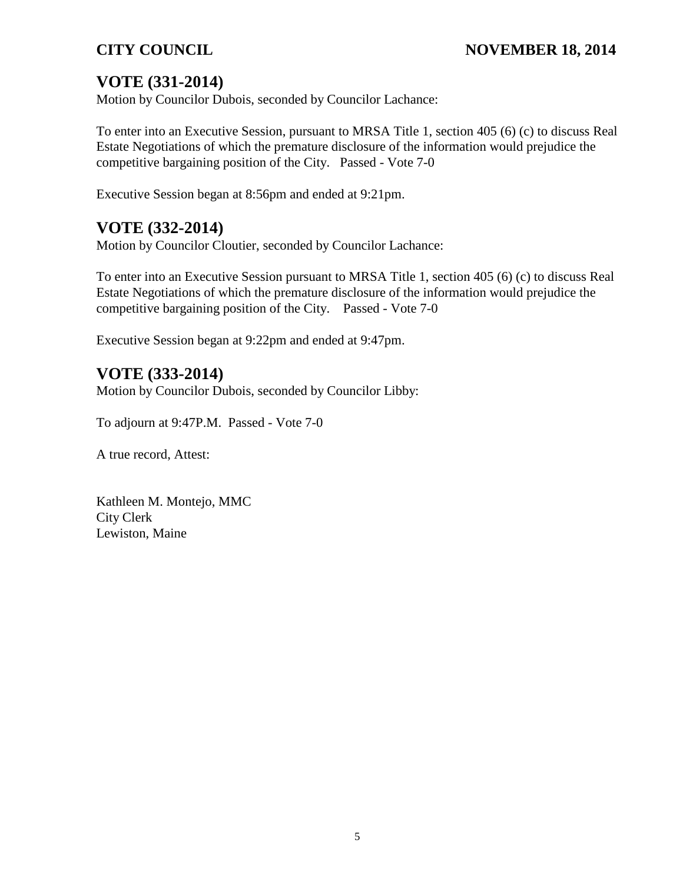## VOTE (331-2014)

Motion by Councilor Dubois, seconded by Councilor Lachance:

To enter into an Executive Session, pursuant to MRSA Title 1, section 405 (6) (c) to discuss Real Estate Negotiations of which the premature disclosure of the information would prejudice the competitive bargaining position of the City. Passed - Vote 7-0

Executive Session began at 8:56pm and ended at 9:21pm.

## VOTE (332-2014)

Motion by Councilor Cloutier, seconded by Councilor Lachance:

To enter into an Executive Session pursuant to MRSA Title 1, section 405 (6) (c) to discuss Real Estate Negotiations of which the premature disclosure of the information would prejudice the competitive bargaining position of the City. Passed - Vote 7-0

Executive Session began at 9:22pm and ended at 9:47pm.

## VOTE (333-2014)

Motion by Councilor Dubois, seconded by Councilor Libby:

To adjourn at 9:47P.M. Passed - Vote 7-0

A true record, Attest:

Kathleen M. Montejo, MMC  
City Clerk  
Lewiston, Maine